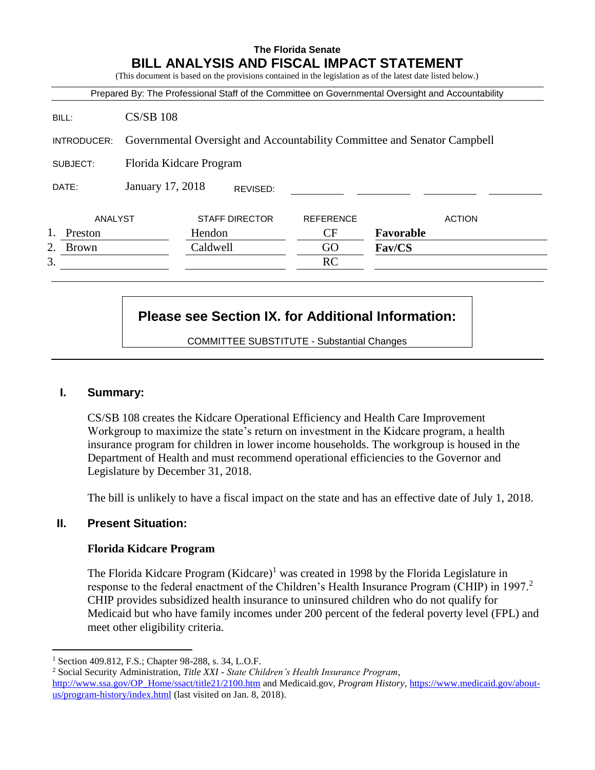**The Florida Senate**

# BILL ANALYSIS AND FISCAL IMPACT STATEMENT

(This document is based on the provisions contained in the legislation as of the latest date listed below.)

Prepared By: The Professional Staff of the Committee on Governmental Oversight and Accountability

| | |
|---|---|
| BILL: | CS/SB 108 |
| INTRODUCER: | Governmental Oversight and Accountability Committee and Senator Campbell |
| SUBJECT: | Florida Kidcare Program |
| DATE: | January 17, 2018 REVISED: |

| | ANALYST | STAFF DIRECTOR | REFERENCE | ACTION |
|---|---|---|---|---|
| 1. | Preston | Hendon | CF | **Favorable** |
| 2. | Brown | Caldwell | GO | **Fav/CS** |
| 3. | | | RC | |

**Please see Section IX. for Additional Information:**

COMMITTEE SUBSTITUTE - Substantial Changes

## I. Summary:

CS/SB 108 creates the Kidcare Operational Efficiency and Health Care Improvement Workgroup to maximize the state's return on investment in the Kidcare program, a health insurance program for children in lower income households. The workgroup is housed in the Department of Health and must recommend operational efficiencies to the Governor and Legislature by December 31, 2018.

The bill is unlikely to have a fiscal impact on the state and has an effective date of July 1, 2018.

## II. Present Situation:

### Florida Kidcare Program

The Florida Kidcare Program (Kidcare)[1] was created in 1998 by the Florida Legislature in response to the federal enactment of the Children's Health Insurance Program (CHIP) in 1997.[2] CHIP provides subsidized health insurance to uninsured children who do not qualify for Medicaid but who have family incomes under 200 percent of the federal poverty level (FPL) and meet other eligibility criteria.

---

[1] Section 409.812, F.S.; Chapter 98-288, s. 34, L.O.F.

[2] Social Security Administration, *Title XXI - State Children's Health Insurance Program*, http://www.ssa.gov/OP_Home/ssact/title21/2100.htm and Medicaid.gov, *Program History*, https://www.medicaid.gov/about-us/program-history/index.html (last visited on Jan. 8, 2018).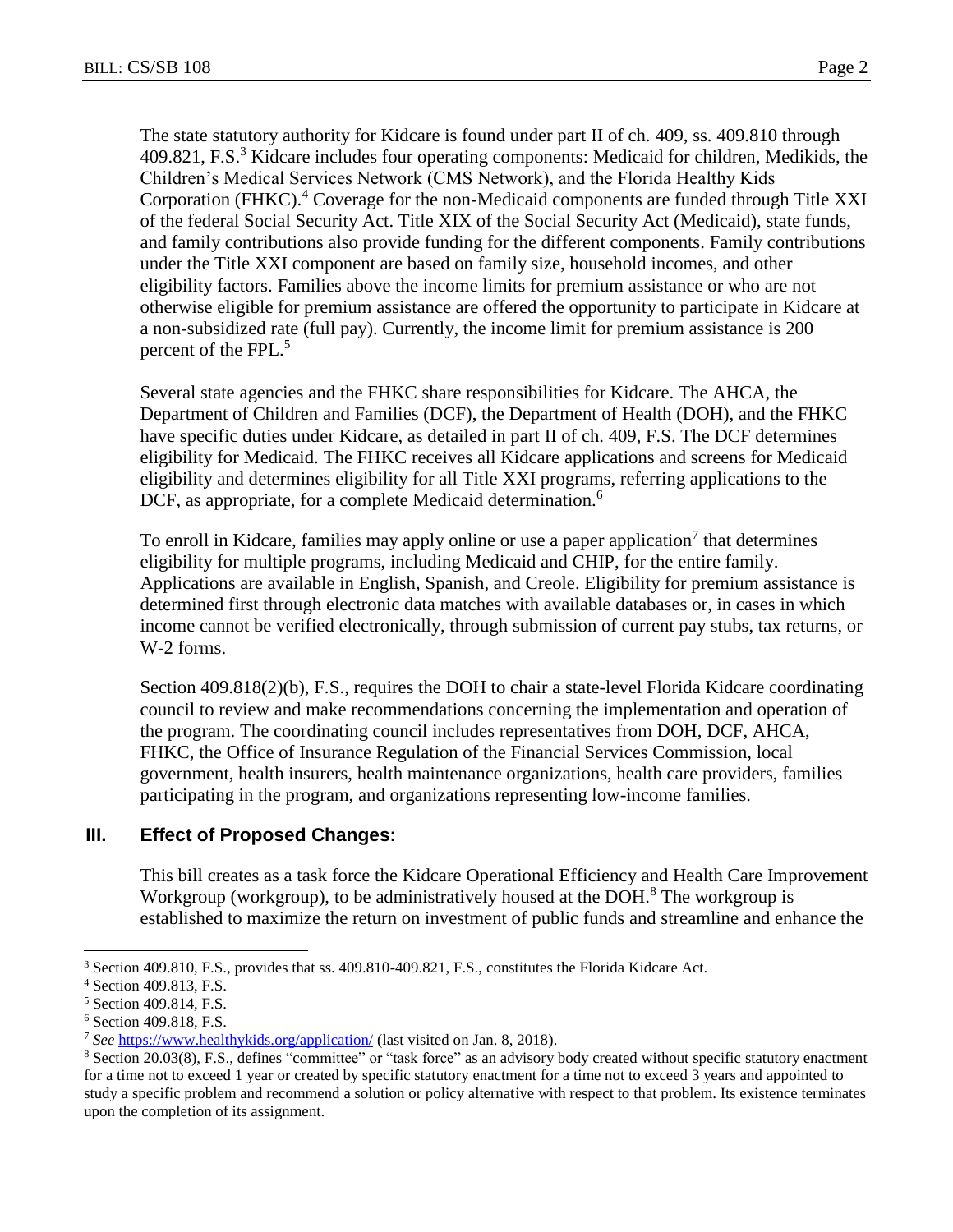The state statutory authority for Kidcare is found under part II of ch. 409, ss. 409.810 through 409.821, F.S.[3] Kidcare includes four operating components: Medicaid for children, Medikids, the Children's Medical Services Network (CMS Network), and the Florida Healthy Kids Corporation (FHKC).[4] Coverage for the non-Medicaid components are funded through Title XXI of the federal Social Security Act. Title XIX of the Social Security Act (Medicaid), state funds, and family contributions also provide funding for the different components. Family contributions under the Title XXI component are based on family size, household incomes, and other eligibility factors. Families above the income limits for premium assistance or who are not otherwise eligible for premium assistance are offered the opportunity to participate in Kidcare at a non-subsidized rate (full pay). Currently, the income limit for premium assistance is 200 percent of the FPL.[5]

Several state agencies and the FHKC share responsibilities for Kidcare. The AHCA, the Department of Children and Families (DCF), the Department of Health (DOH), and the FHKC have specific duties under Kidcare, as detailed in part II of ch. 409, F.S. The DCF determines eligibility for Medicaid. The FHKC receives all Kidcare applications and screens for Medicaid eligibility and determines eligibility for all Title XXI programs, referring applications to the DCF, as appropriate, for a complete Medicaid determination.[6]

To enroll in Kidcare, families may apply online or use a paper application[7] that determines eligibility for multiple programs, including Medicaid and CHIP, for the entire family. Applications are available in English, Spanish, and Creole. Eligibility for premium assistance is determined first through electronic data matches with available databases or, in cases in which income cannot be verified electronically, through submission of current pay stubs, tax returns, or W-2 forms.

Section 409.818(2)(b), F.S., requires the DOH to chair a state-level Florida Kidcare coordinating council to review and make recommendations concerning the implementation and operation of the program. The coordinating council includes representatives from DOH, DCF, AHCA, FHKC, the Office of Insurance Regulation of the Financial Services Commission, local government, health insurers, health maintenance organizations, health care providers, families participating in the program, and organizations representing low-income families.

## III. Effect of Proposed Changes:

This bill creates as a task force the Kidcare Operational Efficiency and Health Care Improvement Workgroup (workgroup), to be administratively housed at the DOH.[8] The workgroup is established to maximize the return on investment of public funds and streamline and enhance the

---

[3] Section 409.810, F.S., provides that ss. 409.810-409.821, F.S., constitutes the Florida Kidcare Act.

[4] Section 409.813, F.S.

[5] Section 409.814, F.S.

[6] Section 409.818, F.S.

[7] *See* https://www.healthykids.org/application/ (last visited on Jan. 8, 2018).

[8] Section 20.03(8), F.S., defines "committee" or "task force" as an advisory body created without specific statutory enactment for a time not to exceed 1 year or created by specific statutory enactment for a time not to exceed 3 years and appointed to study a specific problem and recommend a solution or policy alternative with respect to that problem. Its existence terminates upon the completion of its assignment.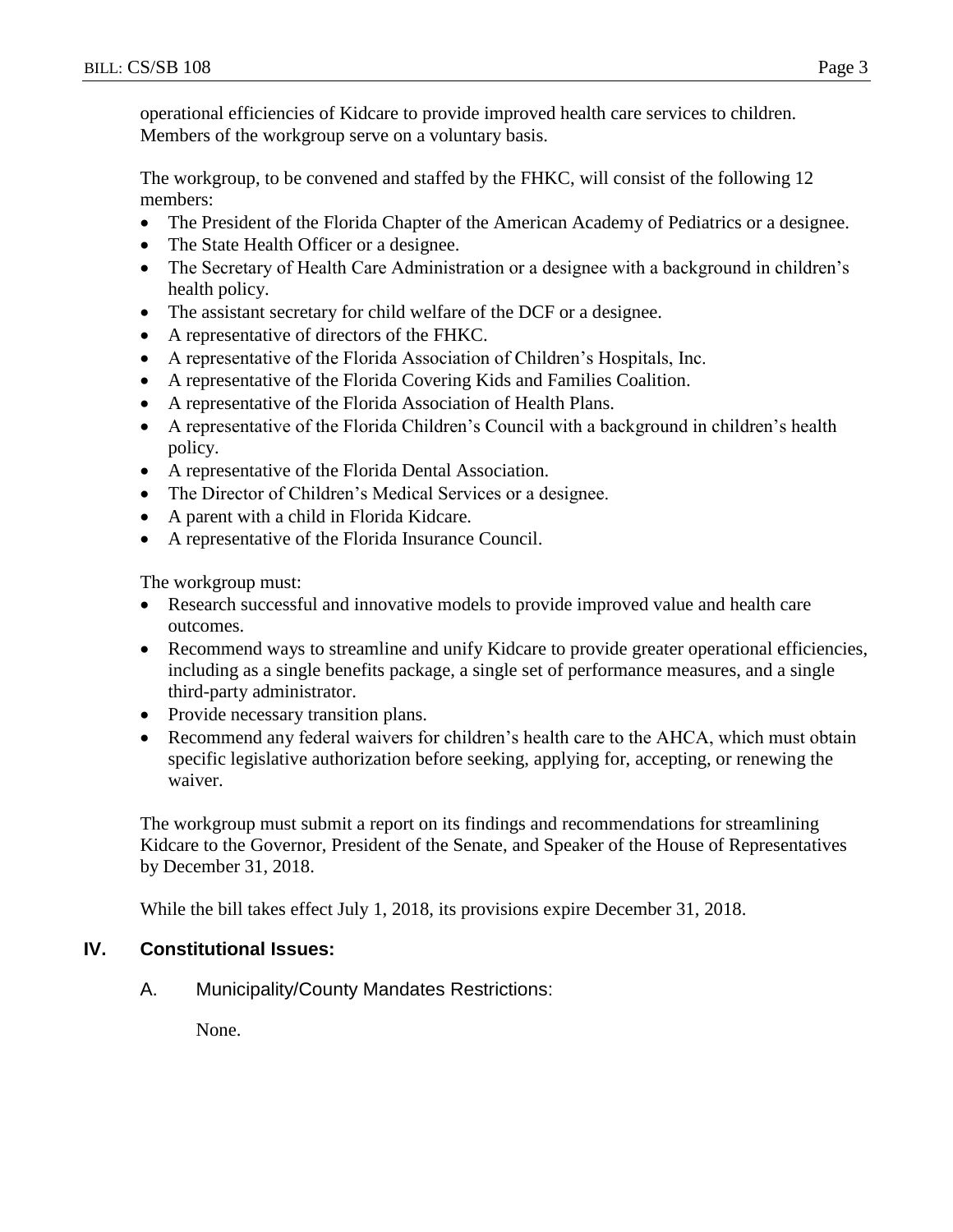operational efficiencies of Kidcare to provide improved health care services to children. Members of the workgroup serve on a voluntary basis.

The workgroup, to be convened and staffed by the FHKC, will consist of the following 12 members:

- The President of the Florida Chapter of the American Academy of Pediatrics or a designee.
- The State Health Officer or a designee.
- The Secretary of Health Care Administration or a designee with a background in children's health policy.
- The assistant secretary for child welfare of the DCF or a designee.
- A representative of directors of the FHKC.
- A representative of the Florida Association of Children's Hospitals, Inc.
- A representative of the Florida Covering Kids and Families Coalition.
- A representative of the Florida Association of Health Plans.
- A representative of the Florida Children's Council with a background in children's health policy.
- A representative of the Florida Dental Association.
- The Director of Children's Medical Services or a designee.
- A parent with a child in Florida Kidcare.
- A representative of the Florida Insurance Council.

The workgroup must:

- Research successful and innovative models to provide improved value and health care outcomes.
- Recommend ways to streamline and unify Kidcare to provide greater operational efficiencies, including as a single benefits package, a single set of performance measures, and a single third-party administrator.
- Provide necessary transition plans.
- Recommend any federal waivers for children's health care to the AHCA, which must obtain specific legislative authorization before seeking, applying for, accepting, or renewing the waiver.

The workgroup must submit a report on its findings and recommendations for streamlining Kidcare to the Governor, President of the Senate, and Speaker of the House of Representatives by December 31, 2018.

While the bill takes effect July 1, 2018, its provisions expire December 31, 2018.

## IV. Constitutional Issues:

### A. Municipality/County Mandates Restrictions:

None.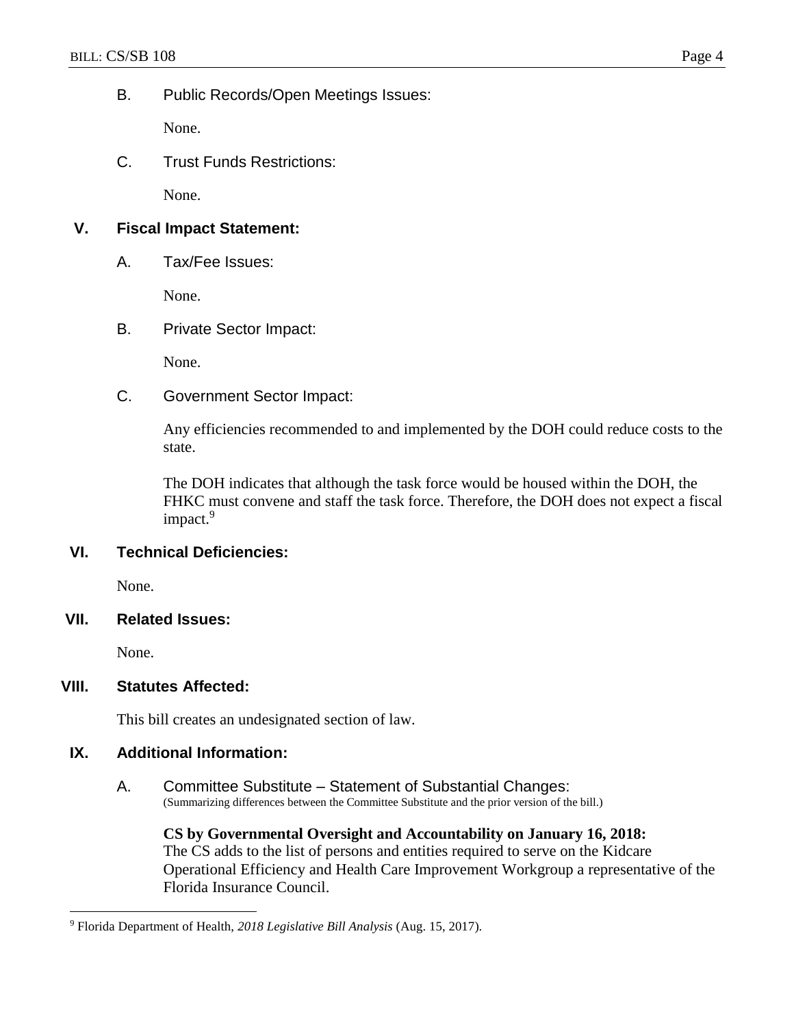### B. Public Records/Open Meetings Issues:

None.

### C. Trust Funds Restrictions:

None.

## V. Fiscal Impact Statement:

### A. Tax/Fee Issues:

None.

### B. Private Sector Impact:

None.

### C. Government Sector Impact:

Any efficiencies recommended to and implemented by the DOH could reduce costs to the state.

The DOH indicates that although the task force would be housed within the DOH, the FHKC must convene and staff the task force. Therefore, the DOH does not expect a fiscal impact.[9]

## VI. Technical Deficiencies:

None.

## VII. Related Issues:

None.

## VIII. Statutes Affected:

This bill creates an undesignated section of law.

## IX. Additional Information:

### A. Committee Substitute – Statement of Substantial Changes:

(Summarizing differences between the Committee Substitute and the prior version of the bill.)

**CS by Governmental Oversight and Accountability on January 16, 2018:**
The CS adds to the list of persons and entities required to serve on the Kidcare Operational Efficiency and Health Care Improvement Workgroup a representative of the Florida Insurance Council.

---

[9] Florida Department of Health, *2018 Legislative Bill Analysis* (Aug. 15, 2017).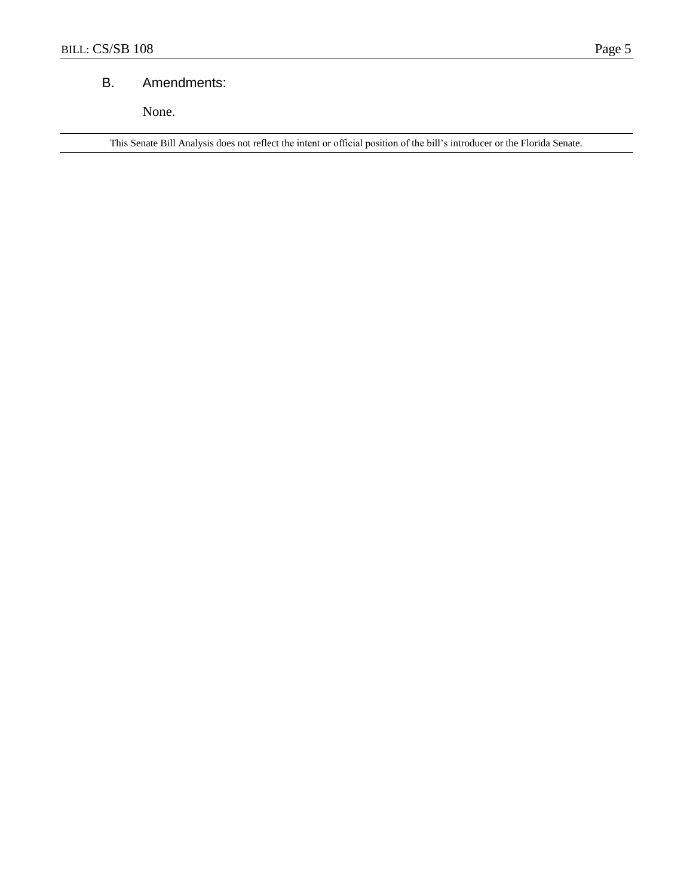## B. Amendments:

None.

---

This Senate Bill Analysis does not reflect the intent or official position of the bill's introducer or the Florida Senate.

---